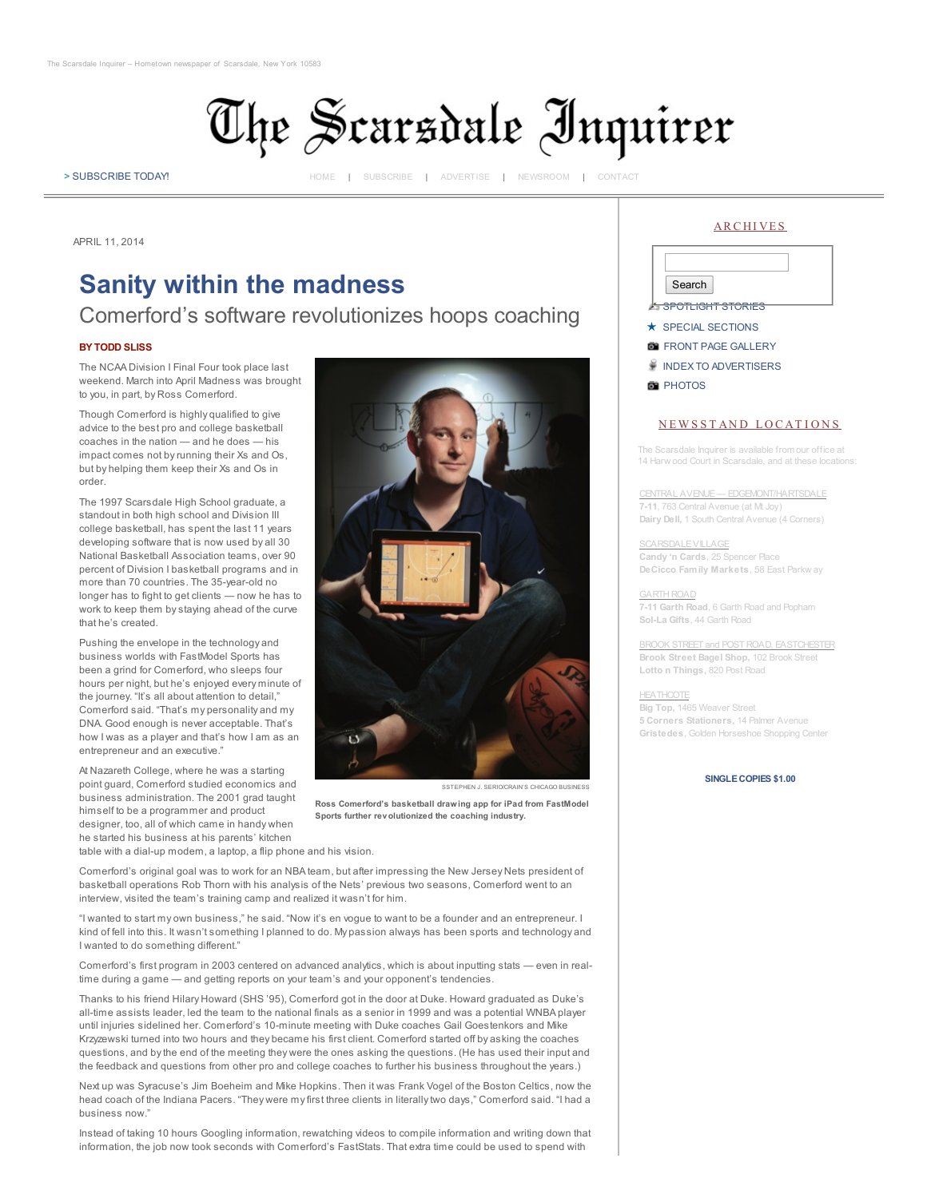The Scarsdale Inquirer – Hometown newspaper of Scarsdale, New York 10583

# The Scarsdale Inquirer

> SUBSCRIBE TODAY!

HOME | SUBSCRIBE | ADVERTISE | NEWSROOM | CONTACT

APRIL 11, 2014

## Sanity within the madness

### Comerford's software revolutionizes hoops coaching

**BY TODD SLISS**

The NCAA Division I Final Four took place last weekend. March into April Madness was brought to you, in part, by Ross Comerford.

Though Comerford is highly qualified to give advice to the best pro and college basketball coaches in the nation — and he does — his impact comes not by running their Xs and Os, but by helping them keep their Xs and Os in order.

The 1997 Scarsdale High School graduate, a standout in both high school and Division III college basketball, has spent the last 11 years developing software that is now used by all 30 National Basketball Association teams, over 90 percent of Division I basketball programs and in more than 70 countries. The 35-year-old no longer has to fight to get clients — now he has to work to keep them by staying ahead of the curve that he's created.

Pushing the envelope in the technology and business worlds with FastModel Sports has been a grind for Comerford, who sleeps four hours per night, but he's enjoyed every minute of the journey. "It's all about attention to detail," Comerford said. "That's my personality and my DNA. Good enough is never acceptable. That's how I was as a player and that's how I am as an entrepreneur and an executive."

At Nazareth College, where he was a starting point guard, Comerford studied economics and business administration. The 2001 grad taught himself to be a programmer and product designer, too, all of which came in handy when he started his business at his parents' kitchen table with a dial-up modem, a laptop, a flip phone and his vision.

SSTEPHEN J. SERIO/CRAIN'S CHICAGO BUSINESS

**Ross Comerford's basketball drawing app for iPad from FastModel Sports further revolutionized the coaching industry.**

Comerford's original goal was to work for an NBA team, but after impressing the New Jersey Nets president of basketball operations Rob Thorn with his analysis of the Nets' previous two seasons, Comerford went to an interview, visited the team's training camp and realized it wasn't for him.

"I wanted to start my own business," he said. "Now it's en vogue to want to be a founder and an entrepreneur. I kind of fell into this. It wasn't something I planned to do. My passion always has been sports and technology and I wanted to do something different."

Comerford's first program in 2003 centered on advanced analytics, which is about inputting stats — even in real-time during a game — and getting reports on your team's and your opponent's tendencies.

Thanks to his friend Hilary Howard (SHS '95), Comerford got in the door at Duke. Howard graduated as Duke's all-time assists leader, led the team to the national finals as a senior in 1999 and was a potential WNBA player until injuries sidelined her. Comerford's 10-minute meeting with Duke coaches Gail Goestenkors and Mike Krzyzewski turned into two hours and they became his first client. Comerford started off by asking the coaches questions, and by the end of the meeting they were the ones asking the questions. (He has used their input and the feedback and questions from other pro and college coaches to further his business throughout the years.)

Next up was Syracuse's Jim Boeheim and Mike Hopkins. Then it was Frank Vogel of the Boston Celtics, now the head coach of the Indiana Pacers. "They were my first three clients in literally two days," Comerford said. "I had a business now."

Instead of taking 10 hours Googling information, rewatching videos to compile information and writing down that information, the job now took seconds with Comerford's FastStats. That extra time could be used to spend with

---

**ARCHIVES**

Search

SPOTLIGHT STORIES

★ SPECIAL SECTIONS

FRONT PAGE GALLERY

INDEX TO ADVERTISERS

PHOTOS

**NEWSSTAND LOCATIONS**

The Scarsdale Inquirer is available from our office at 14 Harwood Court in Scarsdale, and at these locations:

CENTRAL AVENUE — EDGEMONT/HARTSDALE
**7-11**, 763 Central Avenue (at Mt Joy)
**Dairy Dell**, 1 South Central Avenue (4 Corners)

SCARSDALE VILLAGE
**Candy 'n Cards**, 25 Spencer Place
**DeCicco Family Markets**, 58 East Parkway

GARTH ROAD
**7-11 Garth Road**, 6 Garth Road and Popham
**Sol-La Gifts**, 44 Garth Road

BROOK STREET and POST ROAD, EASTCHESTER
**Brook Street Bagel Shop**, 102 Brook Street
**Lotto n Things**, 820 Post Road

HEATHCOTE
**Big Top**, 1465 Weaver Street
**5 Corners Stationers**, 14 Palmer Avenue
**Gristedes**, Golden Horseshoe Shopping Center

**SINGLE COPIES $1.00**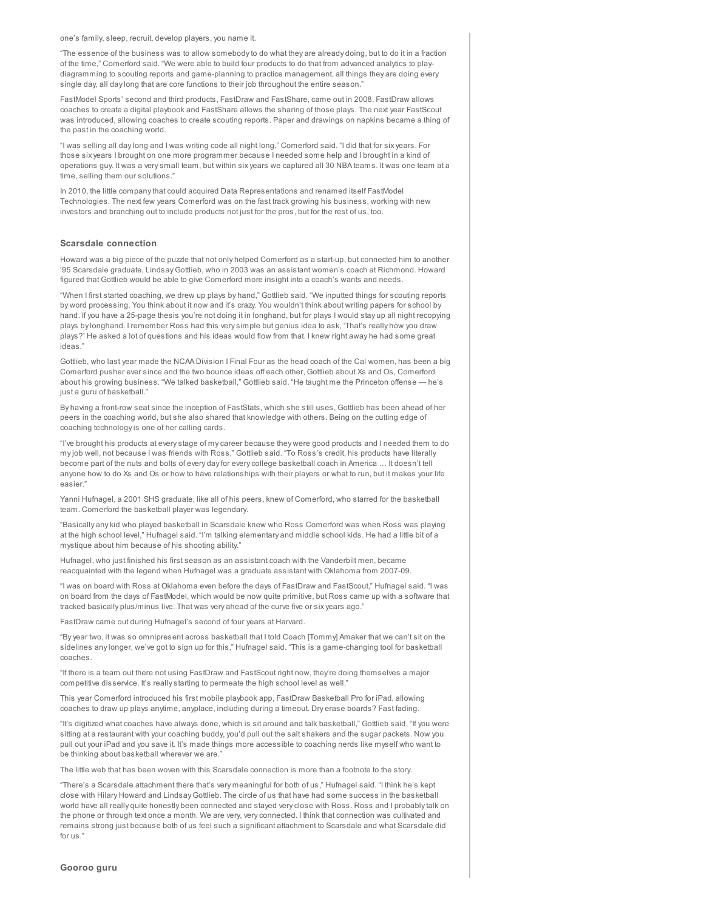one's family, sleep, recruit, develop players, you name it.

"The essence of the business was to allow somebody to do what they are already doing, but to do it in a fraction of the time," Comerford said. "We were able to build four products to do that from advanced analytics to play-diagramming to scouting reports and game-planning to practice management, all things they are doing every single day, all day long that are core functions to their job throughout the entire season."

FastModel Sports' second and third products, FastDraw and FastShare, came out in 2008. FastDraw allows coaches to create a digital playbook and FastShare allows the sharing of those plays. The next year FastScout was introduced, allowing coaches to create scouting reports. Paper and drawings on napkins became a thing of the past in the coaching world.

"I was selling all day long and I was writing code all night long," Comerford said. "I did that for six years. For those six years I brought on one more programmer because I needed some help and I brought in a kind of operations guy. It was a very small team, but within six years we captured all 30 NBA teams. It was one team at a time, selling them our solutions."

In 2010, the little company that could acquired Data Representations and renamed itself FastModel Technologies. The next few years Comerford was on the fast track growing his business, working with new investors and branching out to include products not just for the pros, but for the rest of us, too.

### Scarsdale connection

Howard was a big piece of the puzzle that not only helped Comerford as a start-up, but connected him to another '95 Scarsdale graduate, Lindsay Gottlieb, who in 2003 was an assistant women's coach at Richmond. Howard figured that Gottlieb would be able to give Comerford more insight into a coach's wants and needs.

"When I first started coaching, we drew up plays by hand," Gottlieb said. "We inputted things for scouting reports by word processing. You think about it now and it's crazy. You wouldn't think about writing papers for school by hand. If you have a 25-page thesis you're not doing it in longhand, but for plays I would stay up all night recopying plays by longhand. I remember Ross had this very simple but genius idea to ask, 'That's really how you draw plays?' He asked a lot of questions and his ideas would flow from that. I knew right away he had some great ideas."

Gottlieb, who last year made the NCAA Division I Final Four as the head coach of the Cal women, has been a big Comerford pusher ever since and the two bounce ideas off each other, Gottlieb about Xs and Os, Comerford about his growing business. "We talked basketball," Gottlieb said. "He taught me the Princeton offense — he's just a guru of basketball."

By having a front-row seat since the inception of FastStats, which she still uses, Gottlieb has been ahead of her peers in the coaching world, but she also shared that knowledge with others. Being on the cutting edge of coaching technology is one of her calling cards.

"I've brought his products at every stage of my career because they were good products and I needed them to do my job well, not because I was friends with Ross," Gottlieb said. "To Ross's credit, his products have literally become part of the nuts and bolts of every day for every college basketball coach in America … It doesn't tell anyone how to do Xs and Os or how to have relationships with their players or what to run, but it makes your life easier."

Yanni Hufnagel, a 2001 SHS graduate, like all of his peers, knew of Comerford, who starred for the basketball team. Comerford the basketball player was legendary.

"Basically any kid who played basketball in Scarsdale knew who Ross Comerford was when Ross was playing at the high school level," Hufnagel said. "I'm talking elementary and middle school kids. He had a little bit of a mystique about him because of his shooting ability."

Hufnagel, who just finished his first season as an assistant coach with the Vanderbilt men, became reacquainted with the legend when Hufnagel was a graduate assistant with Oklahoma from 2007-09.

"I was on board with Ross at Oklahoma even before the days of FastDraw and FastScout," Hufnagel said. "I was on board from the days of FastModel, which would be now quite primitive, but Ross came up with a software that tracked basically plus/minus live. That was very ahead of the curve five or six years ago."

FastDraw came out during Hufnagel's second of four years at Harvard.

"By year two, it was so omnipresent across basketball that I told Coach [Tommy] Amaker that we can't sit on the sidelines any longer, we've got to sign up for this," Hufnagel said. "This is a game-changing tool for basketball coaches.

"If there is a team out there not using FastDraw and FastScout right now, they're doing themselves a major competitive disservice. It's really starting to permeate the high school level as well."

This year Comerford introduced his first mobile playbook app, FastDraw Basketball Pro for iPad, allowing coaches to draw up plays anytime, anyplace, including during a timeout. Dry erase boards? Fast fading.

"It's digitized what coaches have always done, which is sit around and talk basketball," Gottlieb said. "If you were sitting at a restaurant with your coaching buddy, you'd pull out the salt shakers and the sugar packets. Now you pull out your iPad and you save it. It's made things more accessible to coaching nerds like myself who want to be thinking about basketball wherever we are."

The little web that has been woven with this Scarsdale connection is more than a footnote to the story.

"There's a Scarsdale attachment there that's very meaningful for both of us," Hufnagel said. "I think he's kept close with Hilary Howard and Lindsay Gottlieb. The circle of us that have had some success in the basketball world have all really quite honestly been connected and stayed very close with Ross. Ross and I probably talk on the phone or through text once a month. We are very, very connected. I think that connection was cultivated and remains strong just because both of us feel such a significant attachment to Scarsdale and what Scarsdale did for us."

### Gooroo guru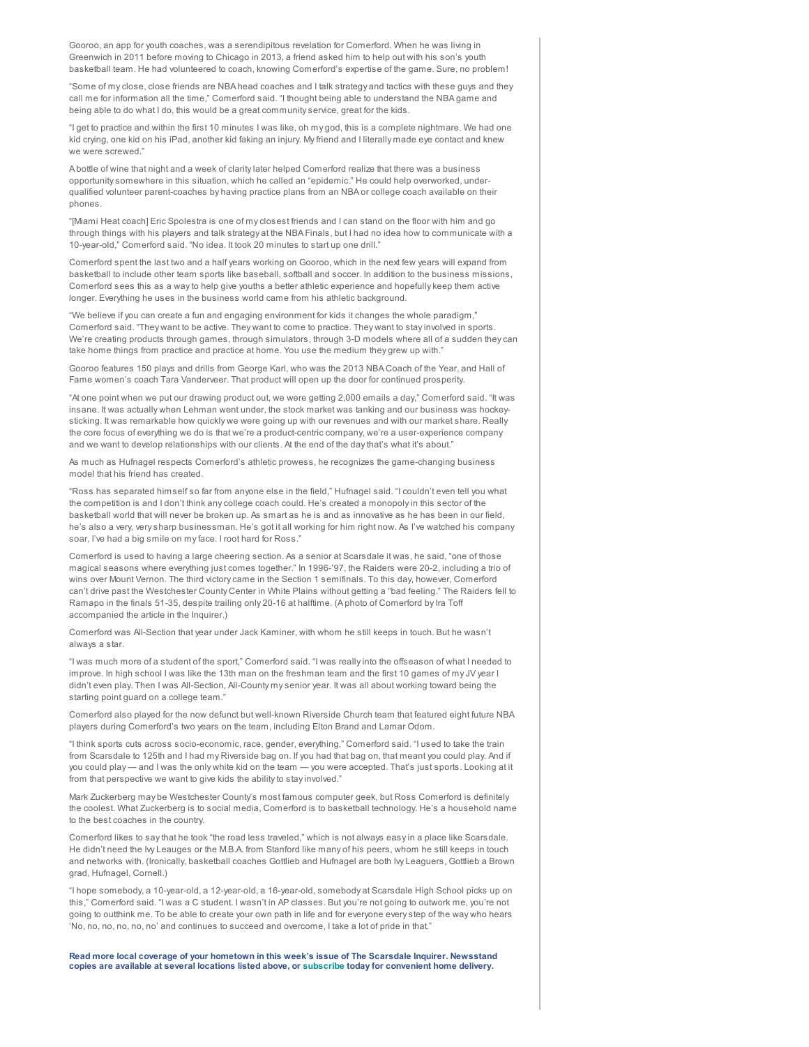Gooroo, an app for youth coaches, was a serendipitous revelation for Comerford. When he was living in Greenwich in 2011 before moving to Chicago in 2013, a friend asked him to help out with his son's youth basketball team. He had volunteered to coach, knowing Comerford's expertise of the game. Sure, no problem!

"Some of my close, close friends are NBA head coaches and I talk strategy and tactics with these guys and they call me for information all the time," Comerford said. "I thought being able to understand the NBA game and being able to do what I do, this would be a great community service, great for the kids.

"I get to practice and within the first 10 minutes I was like, oh my god, this is a complete nightmare. We had one kid crying, one kid on his iPad, another kid faking an injury. My friend and I literally made eye contact and knew we were screwed."

A bottle of wine that night and a week of clarity later helped Comerford realize that there was a business opportunity somewhere in this situation, which he called an "epidemic." He could help overworked, under-qualified volunteer parent-coaches by having practice plans from an NBA or college coach available on their phones.

"[Miami Heat coach] Eric Spolestra is one of my closest friends and I can stand on the floor with him and go through things with his players and talk strategy at the NBA Finals, but I had no idea how to communicate with a 10-year-old," Comerford said. "No idea. It took 20 minutes to start up one drill."

Comerford spent the last two and a half years working on Gooroo, which in the next few years will expand from basketball to include other team sports like baseball, softball and soccer. In addition to the business missions, Comerford sees this as a way to help give youths a better athletic experience and hopefully keep them active longer. Everything he uses in the business world came from his athletic background.

"We believe if you can create a fun and engaging environment for kids it changes the whole paradigm," Comerford said. "They want to be active. They want to come to practice. They want to stay involved in sports. We're creating products through games, through simulators, through 3-D models where all of a sudden they can take home things from practice and practice at home. You use the medium they grew up with."

Gooroo features 150 plays and drills from George Karl, who was the 2013 NBA Coach of the Year, and Hall of Fame women's coach Tara Vanderveer. That product will open up the door for continued prosperity.

"At one point when we put our drawing product out, we were getting 2,000 emails a day," Comerford said. "It was insane. It was actually when Lehman went under, the stock market was tanking and our business was hockey-sticking. It was remarkable how quickly we were going up with our revenues and with our market share. Really the core focus of everything we do is that we're a product-centric company, we're a user-experience company and we want to develop relationships with our clients. At the end of the day that's what it's about."

As much as Hufnagel respects Comerford's athletic prowess, he recognizes the game-changing business model that his friend has created.

"Ross has separated himself so far from anyone else in the field," Hufnagel said. "I couldn't even tell you what the competition is and I don't think any college coach could. He's created a monopoly in this sector of the basketball world that will never be broken up. As smart as he is and as innovative as he has been in our field, he's also a very, very sharp businessman. He's got it all working for him right now. As I've watched his company soar, I've had a big smile on my face. I root hard for Ross."

Comerford is used to having a large cheering section. As a senior at Scarsdale it was, he said, "one of those magical seasons where everything just comes together." In 1996-'97, the Raiders were 20-2, including a trio of wins over Mount Vernon. The third victory came in the Section 1 semifinals. To this day, however, Comerford can't drive past the Westchester County Center in White Plains without getting a "bad feeling." The Raiders fell to Ramapo in the finals 51-35, despite trailing only 20-16 at halftime. (A photo of Comerford by Ira Toff accompanied the article in the Inquirer.)

Comerford was All-Section that year under Jack Kaminer, with whom he still keeps in touch. But he wasn't always a star.

"I was much more of a student of the sport," Comerford said. "I was really into the offseason of what I needed to improve. In high school I was like the 13th man on the freshman team and the first 10 games of my JV year I didn't even play. Then I was All-Section, All-County my senior year. It was all about working toward being the starting point guard on a college team."

Comerford also played for the now defunct but well-known Riverside Church team that featured eight future NBA players during Comerford's two years on the team, including Elton Brand and Lamar Odom.

"I think sports cuts across socio-economic, race, gender, everything," Comerford said. "I used to take the train from Scarsdale to 125th and I had my Riverside bag on. If you had that bag on, that meant you could play. And if you could play — and I was the only white kid on the team — you were accepted. That's just sports. Looking at it from that perspective we want to give kids the ability to stay involved."

Mark Zuckerberg may be Westchester County's most famous computer geek, but Ross Comerford is definitely the coolest. What Zuckerberg is to social media, Comerford is to basketball technology. He's a household name to the best coaches in the country.

Comerford likes to say that he took "the road less traveled," which is not always easy in a place like Scarsdale. He didn't need the Ivy Leauges or the M.B.A. from Stanford like many of his peers, whom he still keeps in touch and networks with. (Ironically, basketball coaches Gottlieb and Hufnagel are both Ivy Leaguers, Gottlieb a Brown grad, Hufnagel, Cornell.)

"I hope somebody, a 10-year-old, a 12-year-old, a 16-year-old, somebody at Scarsdale High School picks up on this," Comerford said. "I was a C student. I wasn't in AP classes. But you're not going to outwork me, you're not going to outthink me. To be able to create your own path in life and for everyone every step of the way who hears 'No, no, no, no, no, no' and continues to succeed and overcome, I take a lot of pride in that."

**Read more local coverage of your hometown in this week's issue of The Scarsdale Inquirer. Newsstand copies are available at several locations listed above, or subscribe today for convenient home delivery.**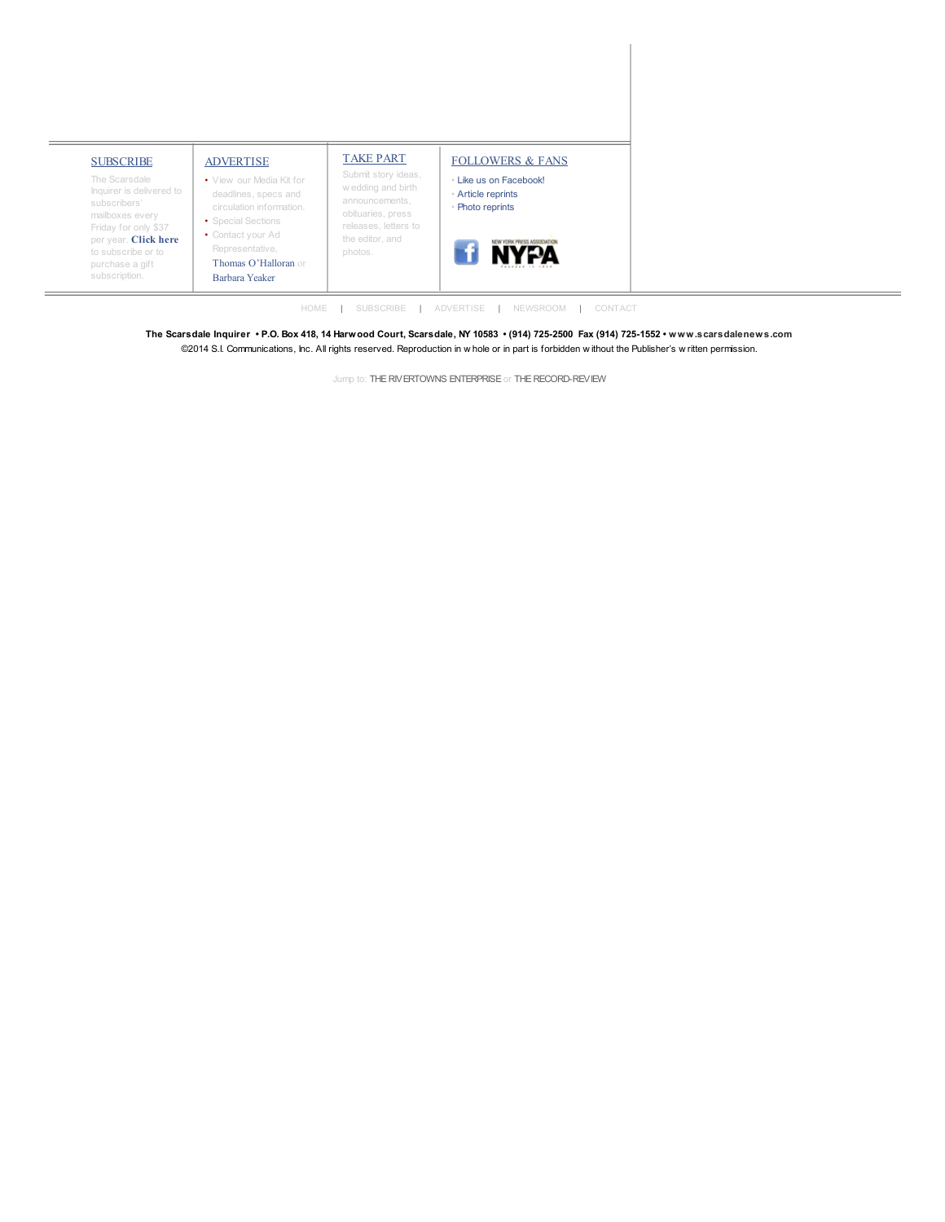## SUBSCRIBE

The Scarsdale Inquirer is delivered to subscribers' mailboxes every Friday for only $37 per year. **Click here** to subscribe or to purchase a gift subscription.

## ADVERTISE

- View our Media Kit for deadlines, specs and circulation information.
- Special Sections
- Contact your Ad Representative, Thomas O'Halloran or Barbara Yeaker

## TAKE PART

Submit story ideas, wedding and birth announcements, obituaries, press releases, letters to the editor, and photos.

## FOLLOWERS & FANS

- Like us on Facebook!
- Article reprints
- Photo reprints

HOME | SUBSCRIBE | ADVERTISE | NEWSROOM | CONTACT

**The Scarsdale Inquirer • P.O. Box 418, 14 Harwood Court, Scarsdale, NY 10583 • (914) 725-2500 Fax (914) 725-1552 • www.scarsdalenews.com**

©2014 S.I. Communications, Inc. All rights reserved. Reproduction in whole or in part is forbidden without the Publisher's written permission.

Jump to: THE RIVERTOWNS ENTERPRISE or THE RECORD-REVIEW